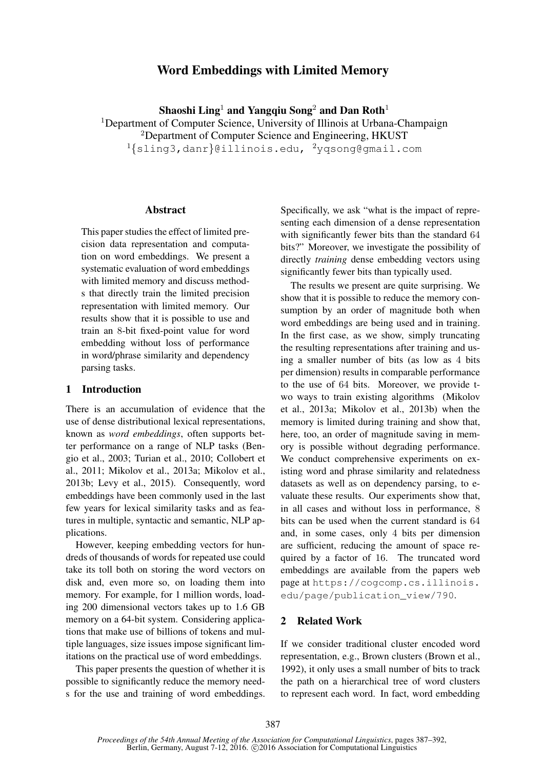# Word Embeddings with Limited Memory

**Shaoshi Ling**[1] **and Yangqiu Song**[2] **and Dan Roth**[1]

[1]Department of Computer Science, University of Illinois at Urbana-Champaign
[2]Department of Computer Science and Engineering, HKUST
[1]{sling3,danr}@illinois.edu, [2]yqsong@gmail.com

## Abstract

This paper studies the effect of limited precision data representation and computation on word embeddings. We present a systematic evaluation of word embeddings with limited memory and discuss methods that directly train the limited precision representation with limited memory. Our results show that it is possible to use and train an 8-bit fixed-point value for word embedding without loss of performance in word/phrase similarity and dependency parsing tasks.

## 1 Introduction

There is an accumulation of evidence that the use of dense distributional lexical representations, known as *word embeddings*, often supports better performance on a range of NLP tasks (Bengio et al., 2003; Turian et al., 2010; Collobert et al., 2011; Mikolov et al., 2013a; Mikolov et al., 2013b; Levy et al., 2015). Consequently, word embeddings have been commonly used in the last few years for lexical similarity tasks and as features in multiple, syntactic and semantic, NLP applications.

However, keeping embedding vectors for hundreds of thousands of words for repeated use could take its toll both on storing the word vectors on disk and, even more so, on loading them into memory. For example, for 1 million words, loading 200 dimensional vectors takes up to 1.6 GB memory on a 64-bit system. Considering applications that make use of billions of tokens and multiple languages, size issues impose significant limitations on the practical use of word embeddings.

This paper presents the question of whether it is possible to significantly reduce the memory needs for the use and training of word embeddings. Specifically, we ask "what is the impact of representing each dimension of a dense representation with significantly fewer bits than the standard 64 bits?" Moreover, we investigate the possibility of directly *training* dense embedding vectors using significantly fewer bits than typically used.

The results we present are quite surprising. We show that it is possible to reduce the memory consumption by an order of magnitude both when word embeddings are being used and in training. In the first case, as we show, simply truncating the resulting representations after training and using a smaller number of bits (as low as 4 bits per dimension) results in comparable performance to the use of 64 bits. Moreover, we provide two ways to train existing algorithms (Mikolov et al., 2013a; Mikolov et al., 2013b) when the memory is limited during training and show that, here, too, an order of magnitude saving in memory is possible without degrading performance. We conduct comprehensive experiments on existing word and phrase similarity and relatedness datasets as well as on dependency parsing, to evaluate these results. Our experiments show that, in all cases and without loss in performance, 8 bits can be used when the current standard is 64 and, in some cases, only 4 bits per dimension are sufficient, reducing the amount of space required by a factor of 16. The truncated word embeddings are available from the papers web page at https://cogcomp.cs.illinois.edu/page/publication_view/790.

## 2 Related Work

If we consider traditional cluster encoded word representation, e.g., Brown clusters (Brown et al., 1992), it only uses a small number of bits to track the path on a hierarchical tree of word clusters to represent each word. In fact, word embedding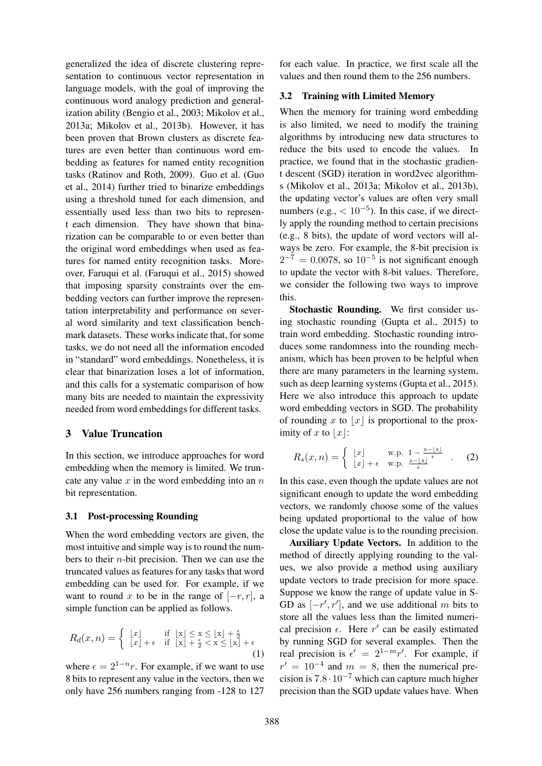generalized the idea of discrete clustering representation to continuous vector representation in language models, with the goal of improving the continuous word analogy prediction and generalization ability (Bengio et al., 2003; Mikolov et al., 2013a; Mikolov et al., 2013b). However, it has been proven that Brown clusters as discrete features are even better than continuous word embedding as features for named entity recognition tasks (Ratinov and Roth, 2009). Guo et al. (Guo et al., 2014) further tried to binarize embeddings using a threshold tuned for each dimension, and essentially used less than two bits to represent each dimension. They have shown that binarization can be comparable to or even better than the original word embeddings when used as features for named entity recognition tasks. Moreover, Faruqui et al. (Faruqui et al., 2015) showed that imposing sparsity constraints over the embedding vectors can further improve the representation interpretability and performance on several word similarity and text classification benchmark datasets. These works indicate that, for some tasks, we do not need all the information encoded in "standard" word embeddings. Nonetheless, it is clear that binarization loses a lot of information, and this calls for a systematic comparison of how many bits are needed to maintain the expressivity needed from word embeddings for different tasks.

## 3 Value Truncation

In this section, we introduce approaches for word embedding when the memory is limited. We truncate any value $x$ in the word embedding into an $n$ bit representation.

### 3.1 Post-processing Rounding

When the word embedding vectors are given, the most intuitive and simple way is to round the numbers to their $n$-bit precision. Then we can use the truncated values as features for any tasks that word embedding can be used for. For example, if we want to round $x$ to be in the range of $[-r, r]$, a simple function can be applied as follows.

$$R_d(x, n) = \begin{cases} \lfloor x \rfloor & \text{if } \lfloor x \rfloor \leq x \leq \lfloor x \rfloor + \frac{\epsilon}{2} \\ \lfloor x \rfloor + \epsilon & \text{if } \lfloor x \rfloor + \frac{\epsilon}{2} < x \leq \lfloor x \rfloor + \epsilon \end{cases} \tag{1}$$

where $\epsilon = 2^{1-n}r$. For example, if we want to use 8 bits to represent any value in the vectors, then we only have 256 numbers ranging from -128 to 127 for each value. In practice, we first scale all the values and then round them to the 256 numbers.

### 3.2 Training with Limited Memory

When the memory for training word embedding is also limited, we need to modify the training algorithms by introducing new data structures to reduce the bits used to encode the values. In practice, we found that in the stochastic gradient descent (SGD) iteration in word2vec algorithms (Mikolov et al., 2013a; Mikolov et al., 2013b), the updating vector's values are often very small numbers (e.g., $< 10^{-5}$). In this case, if we directly apply the rounding method to certain precisions (e.g., 8 bits), the update of word vectors will always be zero. For example, the 8-bit precision is $2^{-7} = 0.0078$, so $10^{-5}$ is not significant enough to update the vector with 8-bit values. Therefore, we consider the following two ways to improve this.

**Stochastic Rounding.** We first consider using stochastic rounding (Gupta et al., 2015) to train word embedding. Stochastic rounding introduces some randomness into the rounding mechanism, which has been proven to be helpful when there are many parameters in the learning system, such as deep learning systems (Gupta et al., 2015). Here we also introduce this approach to update word embedding vectors in SGD. The probability of rounding $x$ to $\lfloor x \rfloor$ is proportional to the proximity of $x$ to $\lfloor x \rfloor$:

$$R_s(x, n) = \begin{cases} \lfloor x \rfloor & \text{w.p. } 1 - \frac{x - \lfloor x \rfloor}{\epsilon} \\ \lfloor x \rfloor + \epsilon & \text{w.p. } \frac{x - \lfloor x \rfloor}{\epsilon} \end{cases} . \tag{2}$$

In this case, even though the update values are not significant enough to update the word embedding vectors, we randomly choose some of the values being updated proportional to the value of how close the update value is to the rounding precision.

**Auxiliary Update Vectors.** In addition to the method of directly applying rounding to the values, we also provide a method using auxiliary update vectors to trade precision for more space. Suppose we know the range of update value in SGD as $[-r', r']$, and we use additional $m$ bits to store all the values less than the limited numerical precision $\epsilon$. Here $r'$ can be easily estimated by running SGD for several examples. Then the real precision is $\epsilon' = 2^{1-m}r'$. For example, if $r' = 10^{-4}$ and $m = 8$, then the numerical precision is $7.8 \cdot 10^{-7}$ which can capture much higher precision than the SGD update values have. When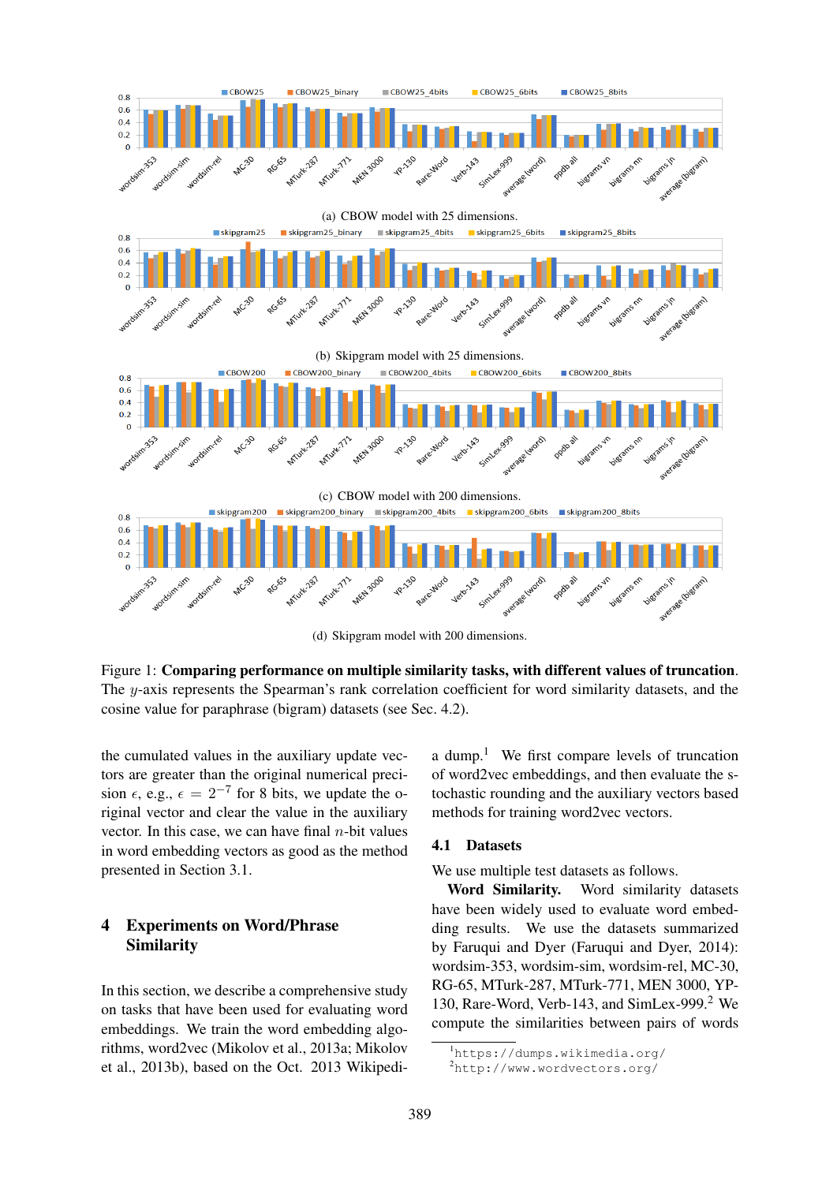(a) CBOW model with 25 dimensions.

(b) Skipgram model with 25 dimensions.

(c) CBOW model with 200 dimensions.

(d) Skipgram model with 200 dimensions.

Figure 1: **Comparing performance on multiple similarity tasks, with different values of truncation**. The $y$-axis represents the Spearman's rank correlation coefficient for word similarity datasets, and the cosine value for paraphrase (bigram) datasets (see Sec. 4.2).

the cumulated values in the auxiliary update vectors are greater than the original numerical precision $\epsilon$, e.g., $\epsilon = 2^{-7}$ for 8 bits, we update the original vector and clear the value in the auxiliary vector. In this case, we can have final $n$-bit values in word embedding vectors as good as the method presented in Section 3.1.

## 4 Experiments on Word/Phrase Similarity

In this section, we describe a comprehensive study on tasks that have been used for evaluating word embeddings. We train the word embedding algorithms, word2vec (Mikolov et al., 2013a; Mikolov et al., 2013b), based on the Oct. 2013 Wikipedia dump.[1] We first compare levels of truncation of word2vec embeddings, and then evaluate the stochastic rounding and the auxiliary vectors based methods for training word2vec vectors.

### 4.1 Datasets

We use multiple test datasets as follows.

**Word Similarity.** Word similarity datasets have been widely used to evaluate word embedding results. We use the datasets summarized by Faruqui and Dyer (Faruqui and Dyer, 2014): wordsim-353, wordsim-sim, wordsim-rel, MC-30, RG-65, MTurk-287, MTurk-771, MEN 3000, YP-130, Rare-Word, Verb-143, and SimLex-999.[2] We compute the similarities between pairs of words

[1] https://dumps.wikimedia.org/

[2] http://www.wordvectors.org/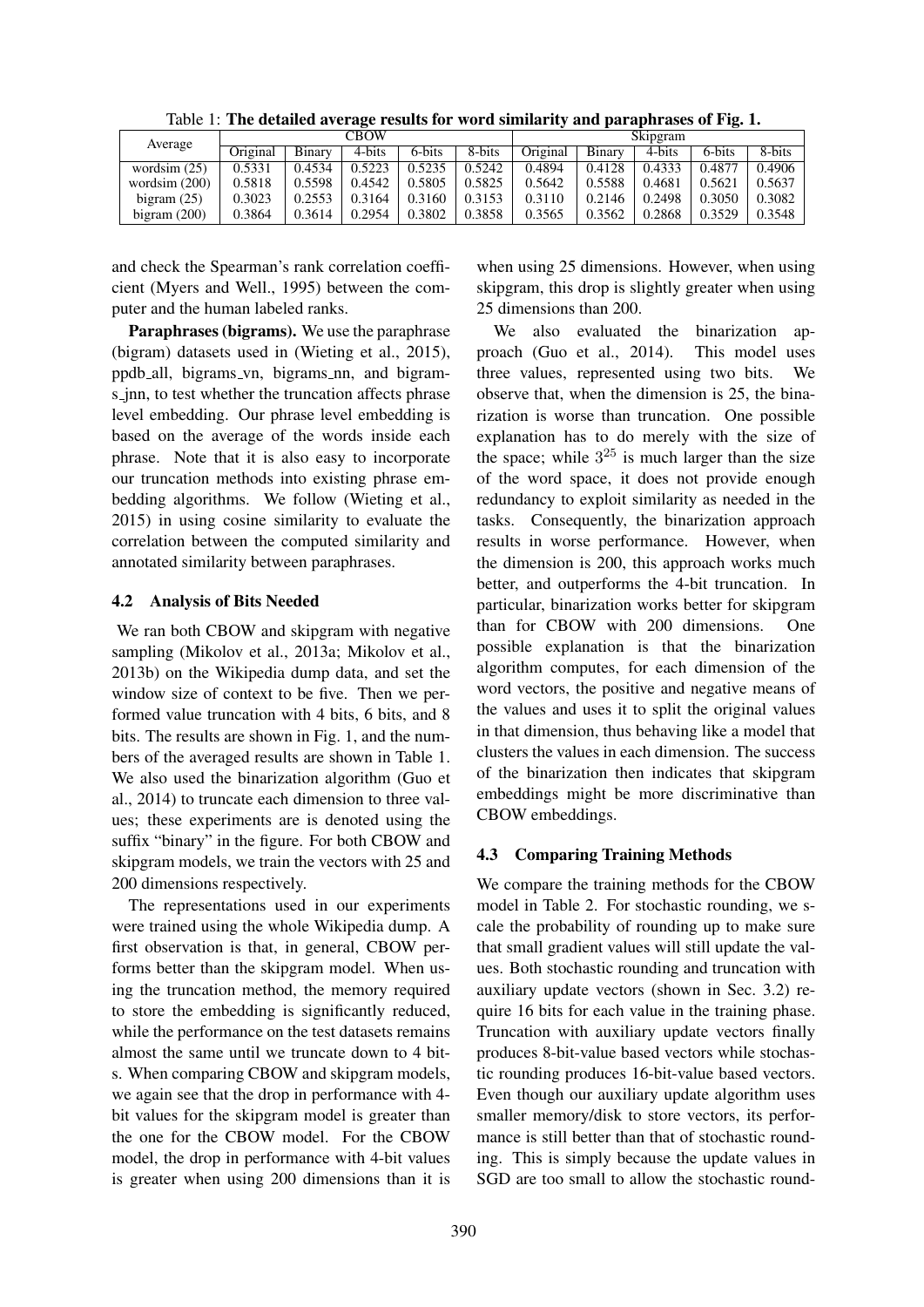Table 1: **The detailed average results for word similarity and paraphrases of Fig. 1.**

| Average | CBOW | | | | | Skipgram | | | | |
|---|---|---|---|---|---|---|---|---|---|---|
| | Original | Binary | 4-bits | 6-bits | 8-bits | Original | Binary | 4-bits | 6-bits | 8-bits |
| wordsim (25) | 0.5331 | 0.4534 | 0.5223 | 0.5235 | 0.5242 | 0.4894 | 0.4128 | 0.4333 | 0.4877 | 0.4906 |
| wordsim (200) | 0.5818 | 0.5598 | 0.4542 | 0.5805 | 0.5825 | 0.5642 | 0.5588 | 0.4681 | 0.5621 | 0.5637 |
| bigram (25) | 0.3023 | 0.2553 | 0.3164 | 0.3160 | 0.3153 | 0.3110 | 0.2146 | 0.2498 | 0.3050 | 0.3082 |
| bigram (200) | 0.3864 | 0.3614 | 0.2954 | 0.3802 | 0.3858 | 0.3565 | 0.3562 | 0.2868 | 0.3529 | 0.3548 |

and check the Spearman's rank correlation coefficient (Myers and Well., 1995) between the computer and the human labeled ranks.

**Paraphrases (bigrams).** We use the paraphrase (bigram) datasets used in (Wieting et al., 2015), ppdb_all, bigrams_vn, bigrams_nn, and bigrams_jnn, to test whether the truncation affects phrase level embedding. Our phrase level embedding is based on the average of the words inside each phrase. Note that it is also easy to incorporate our truncation methods into existing phrase embedding algorithms. We follow (Wieting et al., 2015) in using cosine similarity to evaluate the correlation between the computed similarity and annotated similarity between paraphrases.

### 4.2 Analysis of Bits Needed

We ran both CBOW and skipgram with negative sampling (Mikolov et al., 2013a; Mikolov et al., 2013b) on the Wikipedia dump data, and set the window size of context to be five. Then we performed value truncation with 4 bits, 6 bits, and 8 bits. The results are shown in Fig. 1, and the numbers of the averaged results are shown in Table 1. We also used the binarization algorithm (Guo et al., 2014) to truncate each dimension to three values; these experiments are is denoted using the suffix "binary" in the figure. For both CBOW and skipgram models, we train the vectors with 25 and 200 dimensions respectively.

The representations used in our experiments were trained using the whole Wikipedia dump. A first observation is that, in general, CBOW performs better than the skipgram model. When using the truncation method, the memory required to store the embedding is significantly reduced, while the performance on the test datasets remains almost the same until we truncate down to 4 bits. When comparing CBOW and skipgram models, we again see that the drop in performance with 4-bit values for the skipgram model is greater than the one for the CBOW model. For the CBOW model, the drop in performance with 4-bit values is greater when using 200 dimensions than it is when using 25 dimensions. However, when using skipgram, this drop is slightly greater when using 25 dimensions than 200.

We also evaluated the binarization approach (Guo et al., 2014). This model uses three values, represented using two bits. We observe that, when the dimension is 25, the binarization is worse than truncation. One possible explanation has to do merely with the size of the space; while $3^{25}$ is much larger than the size of the word space, it does not provide enough redundancy to exploit similarity as needed in the tasks. Consequently, the binarization approach results in worse performance. However, when the dimension is 200, this approach works much better, and outperforms the 4-bit truncation. In particular, binarization works better for skipgram than for CBOW with 200 dimensions. One possible explanation is that the binarization algorithm computes, for each dimension of the word vectors, the positive and negative means of the values and uses it to split the original values in that dimension, thus behaving like a model that clusters the values in each dimension. The success of the binarization then indicates that skipgram embeddings might be more discriminative than CBOW embeddings.

### 4.3 Comparing Training Methods

We compare the training methods for the CBOW model in Table 2. For stochastic rounding, we scale the probability of rounding up to make sure that small gradient values will still update the values. Both stochastic rounding and truncation with auxiliary update vectors (shown in Sec. 3.2) require 16 bits for each value in the training phase. Truncation with auxiliary update vectors finally produces 8-bit-value based vectors while stochastic rounding produces 16-bit-value based vectors. Even though our auxiliary update algorithm uses smaller memory/disk to store vectors, its performance is still better than that of stochastic rounding. This is simply because the update values in SGD are too small to allow the stochastic round-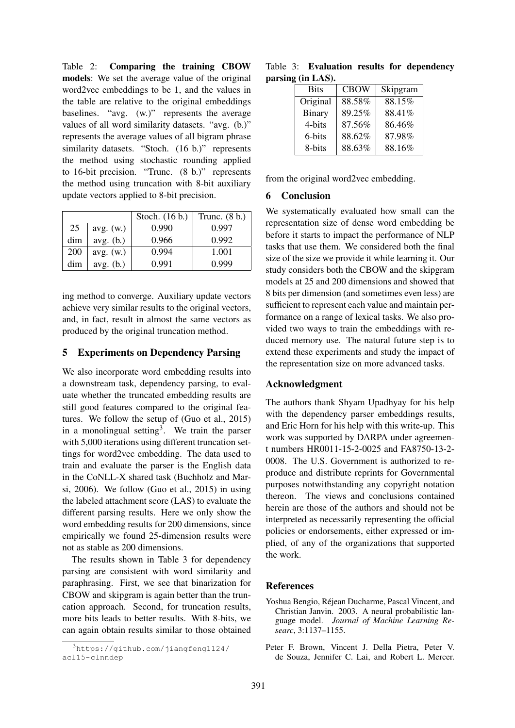Table 2: **Comparing the training CBOW models**: We set the average value of the original word2vec embeddings to be 1, and the values in the table are relative to the original embeddings baselines. "avg. (w.)" represents the average values of all word similarity datasets. "avg. (b.)" represents the average values of all bigram phrase similarity datasets. "Stoch. (16 b.)" represents the method using stochastic rounding applied to 16-bit precision. "Trunc. (8 b.)" represents the method using truncation with 8-bit auxiliary update vectors applied to 8-bit precision.

| | | Stoch. (16 b.) | Trunc. (8 b.) |
|---|---|---|---|
| 25 | avg. (w.) | 0.990 | 0.997 |
| dim | avg. (b.) | 0.966 | 0.992 |
| 200 | avg. (w.) | 0.994 | 1.001 |
| dim | avg. (b.) | 0.991 | 0.999 |

ing method to converge. Auxiliary update vectors achieve very similar results to the original vectors, and, in fact, result in almost the same vectors as produced by the original truncation method.

## 5 Experiments on Dependency Parsing

We also incorporate word embedding results into a downstream task, dependency parsing, to evaluate whether the truncated embedding results are still good features compared to the original features. We follow the setup of (Guo et al., 2015) in a monolingual setting[3]. We train the parser with 5,000 iterations using different truncation settings for word2vec embedding. The data used to train and evaluate the parser is the English data in the CoNLL-X shared task (Buchholz and Marsi, 2006). We follow (Guo et al., 2015) in using the labeled attachment score (LAS) to evaluate the different parsing results. Here we only show the word embedding results for 200 dimensions, since empirically we found 25-dimension results were not as stable as 200 dimensions.

The results shown in Table 3 for dependency parsing are consistent with word similarity and paraphrasing. First, we see that binarization for CBOW and skipgram is again better than the truncation approach. Second, for truncation results, more bits leads to better results. With 8-bits, we can again obtain results similar to those obtained from the original word2vec embedding.

[3] https://github.com/jiangfeng1124/acl15-clnndep

Table 3: **Evaluation results for dependency parsing (in LAS).**

| Bits | CBOW | Skipgram |
|---|---|---|
| Original | 88.58% | 88.15% |
| Binary | 89.25% | 88.41% |
| 4-bits | 87.56% | 86.46% |
| 6-bits | 88.62% | 87.98% |
| 8-bits | 88.63% | 88.16% |

## 6 Conclusion

We systematically evaluated how small can the representation size of dense word embedding be before it starts to impact the performance of NLP tasks that use them. We considered both the final size of the size we provide it while learning it. Our study considers both the CBOW and the skipgram models at 25 and 200 dimensions and showed that 8 bits per dimension (and sometimes even less) are sufficient to represent each value and maintain performance on a range of lexical tasks. We also provided two ways to train the embeddings with reduced memory use. The natural future step is to extend these experiments and study the impact of the representation size on more advanced tasks.

## Acknowledgment

The authors thank Shyam Upadhyay for his help with the dependency parser embeddings results, and Eric Horn for his help with this write-up. This work was supported by DARPA under agreement numbers HR0011-15-2-0025 and FA8750-13-2-0008. The U.S. Government is authorized to reproduce and distribute reprints for Governmental purposes notwithstanding any copyright notation thereon. The views and conclusions contained herein are those of the authors and should not be interpreted as necessarily representing the official policies or endorsements, either expressed or implied, of any of the organizations that supported the work.

## References

Yoshua Bengio, Réjean Ducharme, Pascal Vincent, and Christian Janvin. 2003. A neural probabilistic language model. *Journal of Machine Learning Researc*, 3:1137–1155.

Peter F. Brown, Vincent J. Della Pietra, Peter V. de Souza, Jennifer C. Lai, and Robert L. Mercer.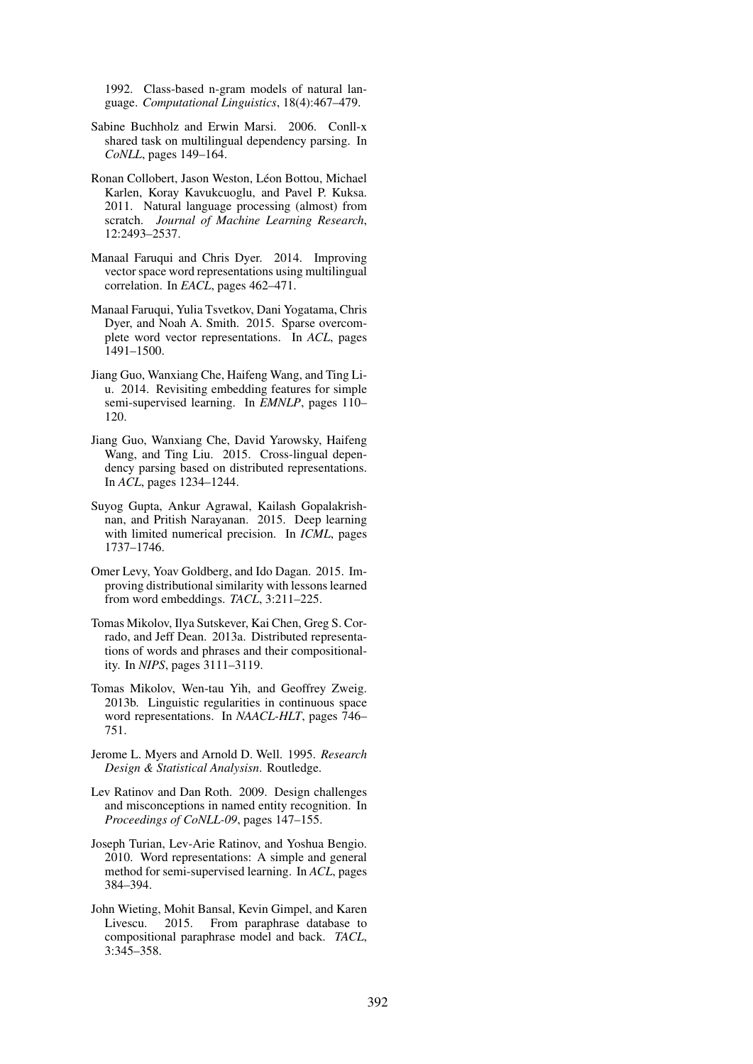1992. Class-based n-gram models of natural language. *Computational Linguistics*, 18(4):467–479.

Sabine Buchholz and Erwin Marsi. 2006. Conll-x shared task on multilingual dependency parsing. In *CoNLL*, pages 149–164.

Ronan Collobert, Jason Weston, Léon Bottou, Michael Karlen, Koray Kavukcuoglu, and Pavel P. Kuksa. 2011. Natural language processing (almost) from scratch. *Journal of Machine Learning Research*, 12:2493–2537.

Manaal Faruqui and Chris Dyer. 2014. Improving vector space word representations using multilingual correlation. In *EACL*, pages 462–471.

Manaal Faruqui, Yulia Tsvetkov, Dani Yogatama, Chris Dyer, and Noah A. Smith. 2015. Sparse overcomplete word vector representations. In *ACL*, pages 1491–1500.

Jiang Guo, Wanxiang Che, Haifeng Wang, and Ting Liu. 2014. Revisiting embedding features for simple semi-supervised learning. In *EMNLP*, pages 110–120.

Jiang Guo, Wanxiang Che, David Yarowsky, Haifeng Wang, and Ting Liu. 2015. Cross-lingual dependency parsing based on distributed representations. In *ACL*, pages 1234–1244.

Suyog Gupta, Ankur Agrawal, Kailash Gopalakrishnan, and Pritish Narayanan. 2015. Deep learning with limited numerical precision. In *ICML*, pages 1737–1746.

Omer Levy, Yoav Goldberg, and Ido Dagan. 2015. Improving distributional similarity with lessons learned from word embeddings. *TACL*, 3:211–225.

Tomas Mikolov, Ilya Sutskever, Kai Chen, Greg S. Corrado, and Jeff Dean. 2013a. Distributed representations of words and phrases and their compositionality. In *NIPS*, pages 3111–3119.

Tomas Mikolov, Wen-tau Yih, and Geoffrey Zweig. 2013b. Linguistic regularities in continuous space word representations. In *NAACL-HLT*, pages 746–751.

Jerome L. Myers and Arnold D. Well. 1995. *Research Design & Statistical Analysisn*. Routledge.

Lev Ratinov and Dan Roth. 2009. Design challenges and misconceptions in named entity recognition. In *Proceedings of CoNLL-09*, pages 147–155.

Joseph Turian, Lev-Arie Ratinov, and Yoshua Bengio. 2010. Word representations: A simple and general method for semi-supervised learning. In *ACL*, pages 384–394.

John Wieting, Mohit Bansal, Kevin Gimpel, and Karen Livescu. 2015. From paraphrase database to compositional paraphrase model and back. *TACL*, 3:345–358.